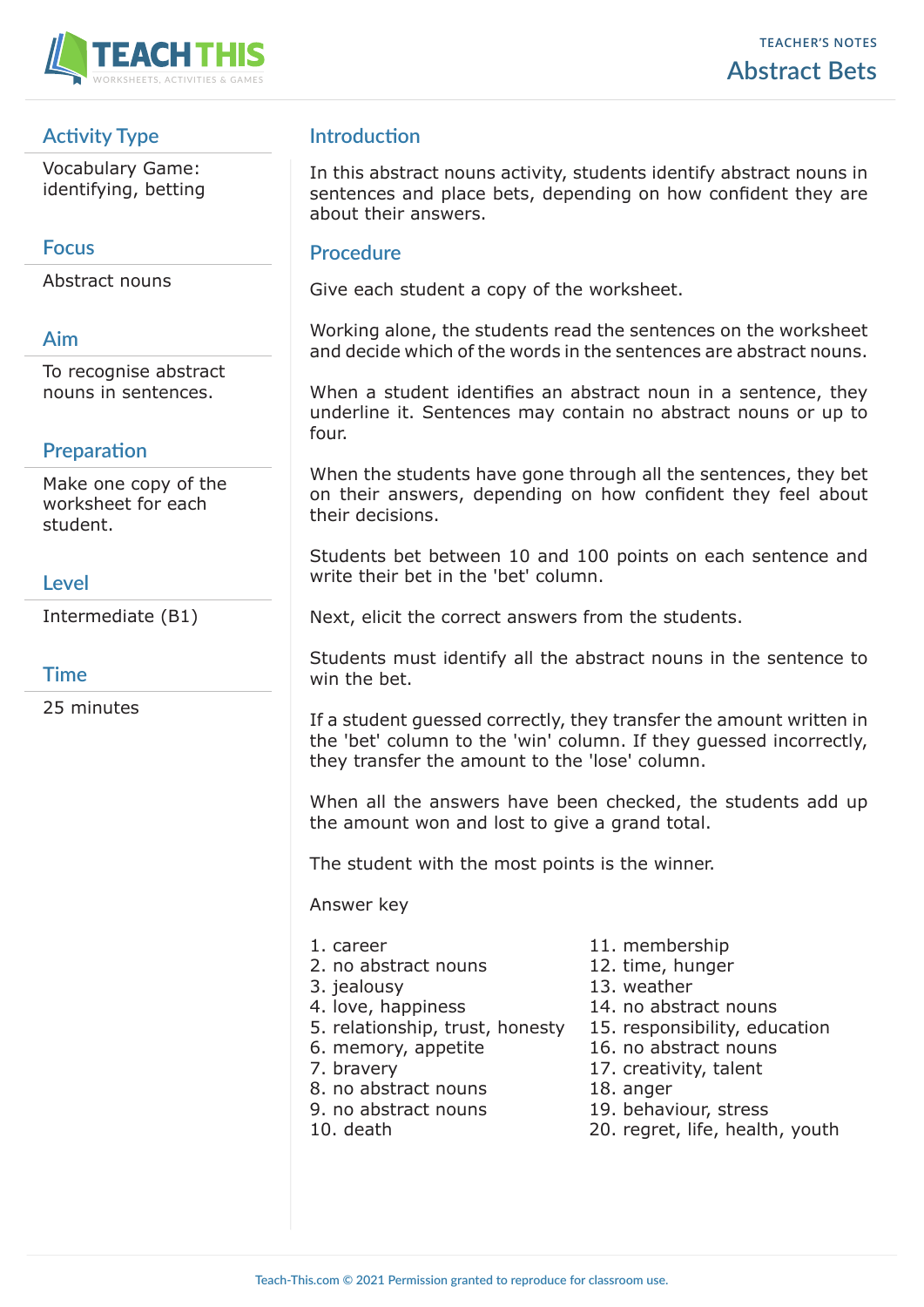TEACHER'S NOTES

# Abstract Bets

## Activity Type

Vocabulary Game: identifying, betting

## Focus

Abstract nouns

## Aim

To recognise abstract nouns in sentences.

## Preparation

Make one copy of the worksheet for each student.

## Level

Intermediate (B1)

## Time

25 minutes

## Introduction

In this abstract nouns activity, students identify abstract nouns in sentences and place bets, depending on how confident they are about their answers.

## Procedure

Give each student a copy of the worksheet.

Working alone, the students read the sentences on the worksheet and decide which of the words in the sentences are abstract nouns.

When a student identifies an abstract noun in a sentence, they underline it. Sentences may contain no abstract nouns or up to four.

When the students have gone through all the sentences, they bet on their answers, depending on how confident they feel about their decisions.

Students bet between 10 and 100 points on each sentence and write their bet in the 'bet' column.

Next, elicit the correct answers from the students.

Students must identify all the abstract nouns in the sentence to win the bet.

If a student guessed correctly, they transfer the amount written in the 'bet' column to the 'win' column. If they guessed incorrectly, they transfer the amount to the 'lose' column.

When all the answers have been checked, the students add up the amount won and lost to give a grand total.

The student with the most points is the winner.

Answer key

1. career
2. no abstract nouns
3. jealousy
4. love, happiness
5. relationship, trust, honesty
6. memory, appetite
7. bravery
8. no abstract nouns
9. no abstract nouns
10. death
11. membership
12. time, hunger
13. weather
14. no abstract nouns
15. responsibility, education
16. no abstract nouns
17. creativity, talent
18. anger
19. behaviour, stress
20. regret, life, health, youth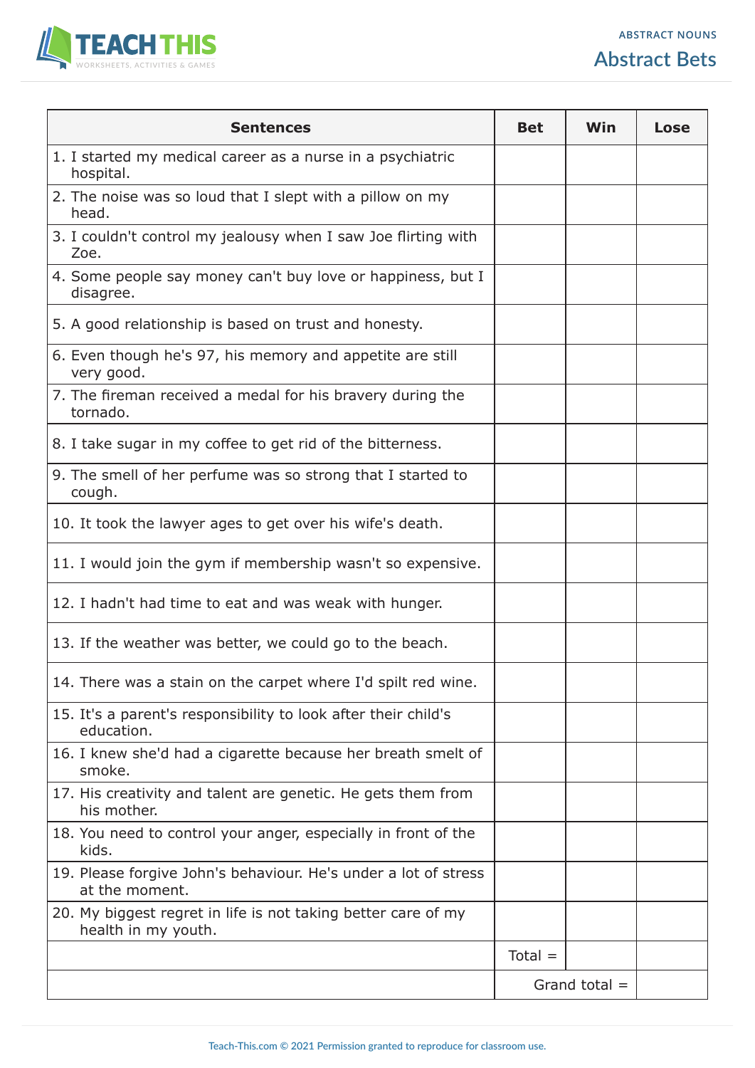ABSTRACT NOUNS

## Abstract Bets

| Sentences | Bet | Win | Lose |
|---|---|---|---|
| 1. I started my medical career as a nurse in a psychiatric hospital. | | | |
| 2. The noise was so loud that I slept with a pillow on my head. | | | |
| 3. I couldn't control my jealousy when I saw Joe flirting with Zoe. | | | |
| 4. Some people say money can't buy love or happiness, but I disagree. | | | |
| 5. A good relationship is based on trust and honesty. | | | |
| 6. Even though he's 97, his memory and appetite are still very good. | | | |
| 7. The fireman received a medal for his bravery during the tornado. | | | |
| 8. I take sugar in my coffee to get rid of the bitterness. | | | |
| 9. The smell of her perfume was so strong that I started to cough. | | | |
| 10. It took the lawyer ages to get over his wife's death. | | | |
| 11. I would join the gym if membership wasn't so expensive. | | | |
| 12. I hadn't had time to eat and was weak with hunger. | | | |
| 13. If the weather was better, we could go to the beach. | | | |
| 14. There was a stain on the carpet where I'd spilt red wine. | | | |
| 15. It's a parent's responsibility to look after their child's education. | | | |
| 16. I knew she'd had a cigarette because her breath smelt of smoke. | | | |
| 17. His creativity and talent are genetic. He gets them from his mother. | | | |
| 18. You need to control your anger, especially in front of the kids. | | | |
| 19. Please forgive John's behaviour. He's under a lot of stress at the moment. | | | |
| 20. My biggest regret in life is not taking better care of my health in my youth. | | | |
| | Total = | | |
| | | Grand total = | |